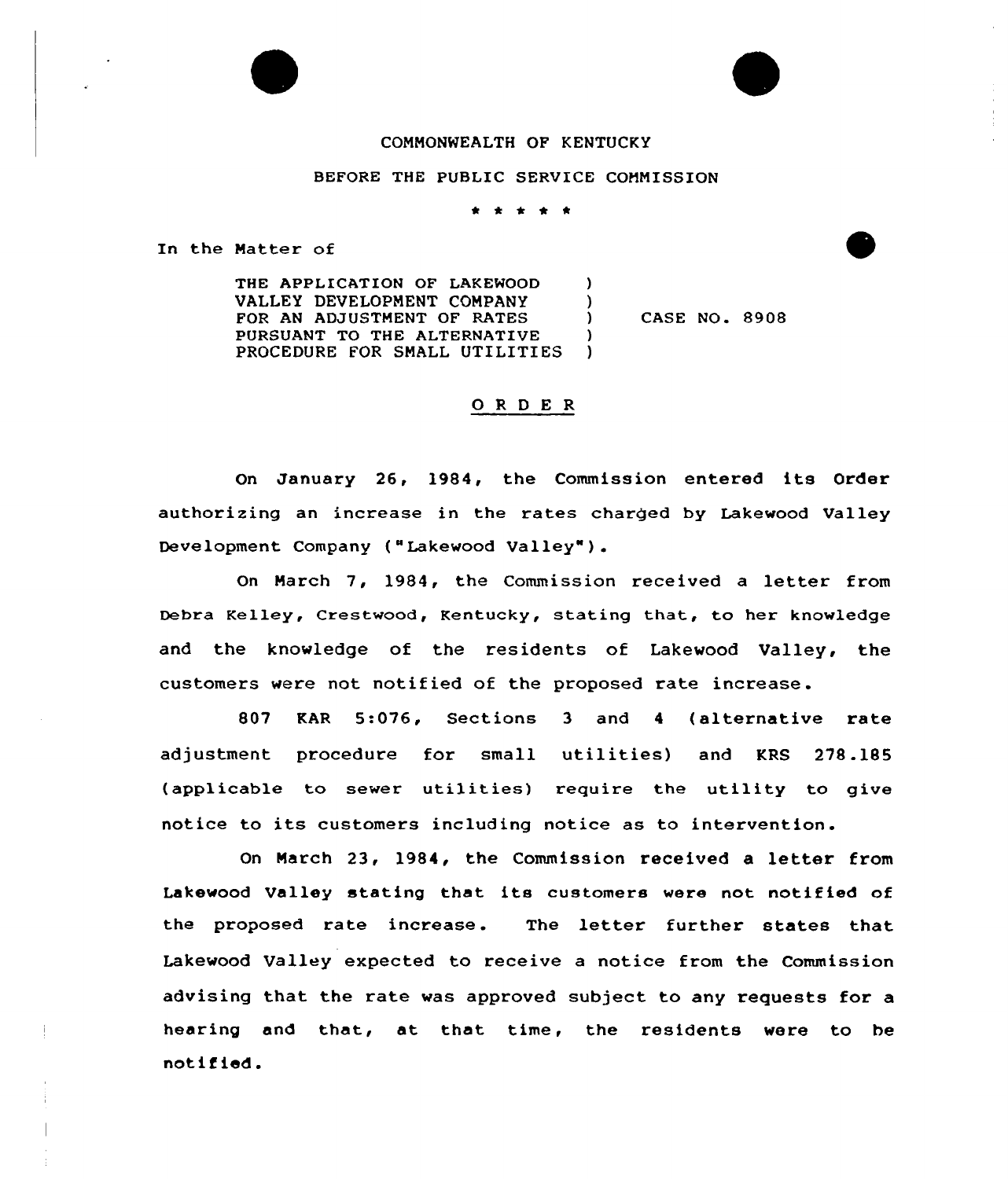COMMONWEALTH OF KENTUCKY

BEFORE THE PUBLIC SERVICE COMMISSION

\* \* \* \* \*

In the Matter of

THE APPLICATION OF LAKEWOOD VALLEY DEVELOPMENT COMPANY FOR AN ADJUSTMENT OF RATES PURSUANT TO THE ALTERNATIVE PROCEDURE FOR SMALL UTILITIES ) CASE NO. 8908

## O R D E R

On January 26, 1984, the Commission entered its Order authorizing an increase in the rates charged by Lakewood Valley Development Company ("Lakewood Valley").

On March 7, 1984, the Commission received a letter from Debra Kelley, Crestwood, Kentucky, stating that, to her knowledge and the knowledge of the residents of Lakewood Valley, the customers were not notified of the proposed rate increase.

807 KAR 5:076, Sections 3 and 4 (alternative rate adjustment procedure for small utilities) and KRS 278.185 (applicable to sewer utilities) require the utility to give notice to its customers including notice as to intervention.

On March 23, 1984, the Commission received a letter from Lakewood Valley stating that its customers were not notified of the proposed rate increase. The letter further states that Lakewood Valley expected to receive a notice from the Commission advising that the rate was approved subject to any requests for a hearing and that, at that time, the residents were to be notified.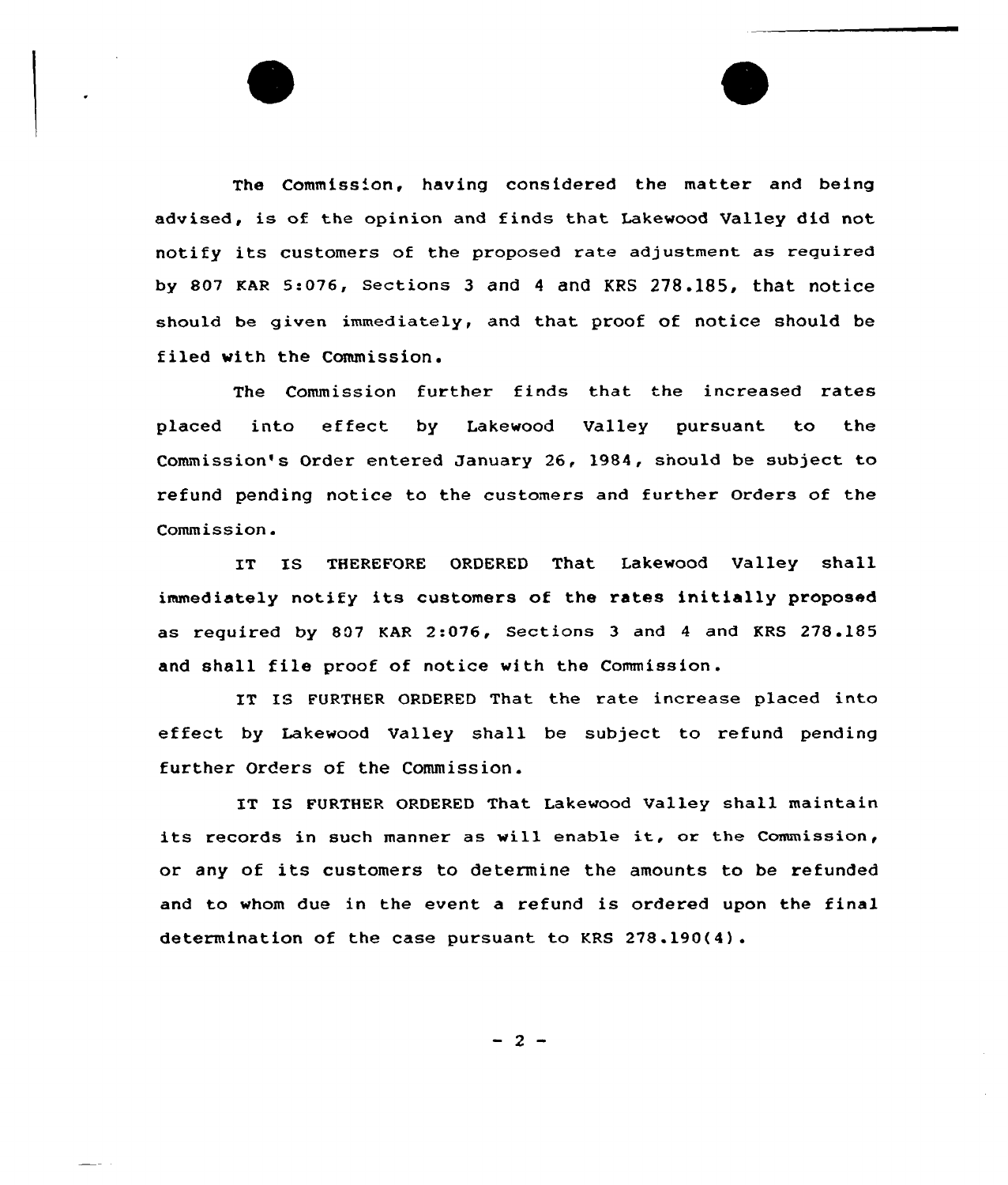The Commission, having considered the matter and being advised, is of the opinion and finds that Lakewood Valley did not notify its customers of the proposed rate adjustment as required by 807 KAR 5:076, Sections 3 and 4 and KRS 278.185, that notice should be given immediately, and that proof of notice should be filed with the Commission.

The Commission further finds that the increased rates placed into effect by Lakewood Valley pursuant to the Commission's Order entered January 26, 1984, should be subject to refund pending notice to the customers and further Orders of the Commission.

IT IS THEREFORE ORDERED That Lakewood Valley shall immediately notify its customers of the rates initially proposed as required by 807 KAR 2:076, Sections 3 and 4 and KRS 278.185 and shall file proof of notice with the Commission.

IT IS FURTHER ORDERED That the rate increase placed into effect by Lakewood Valley shall be subject to refund pending further Orders of the Commission.

IT IS FURTHER ORDERED That Lakewood Valley shall maintain its records in such manner as will enable it, or the Commission, or any of its customers to determine the amounts to be refunded and to whom due in the event a refund is ordered upon the final determination of the case pursuant to KRS 278.190(4).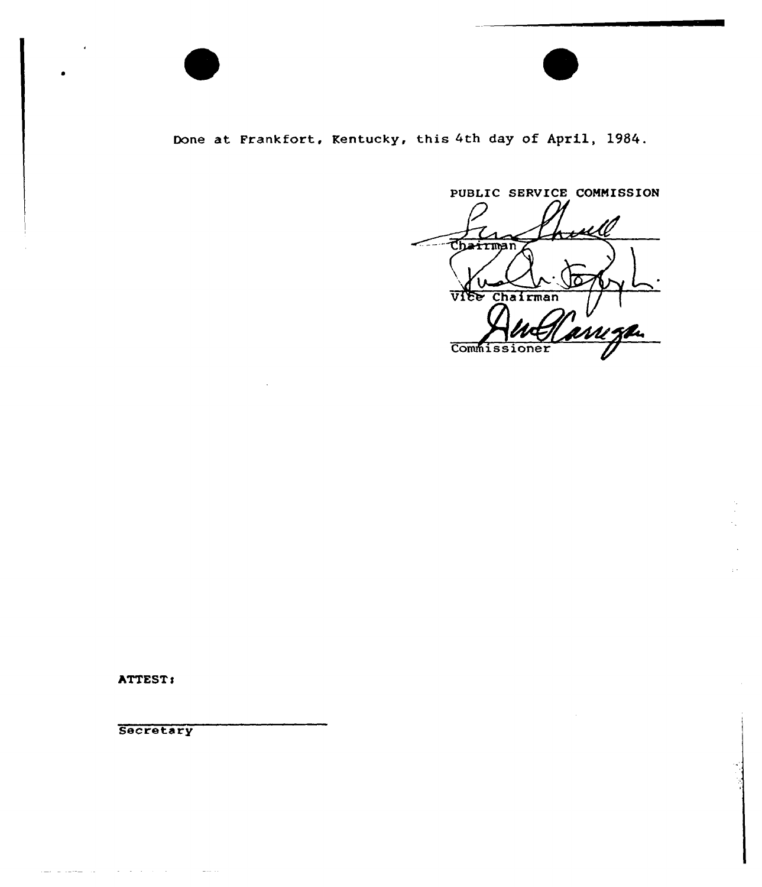Done at Frankfort, Kentucky, this 4th day of April, 1984.

PUBLIC SERVICE COMMISSION

Chairman

Vice Chairman

Commissioner

ATTEST:

Secretary